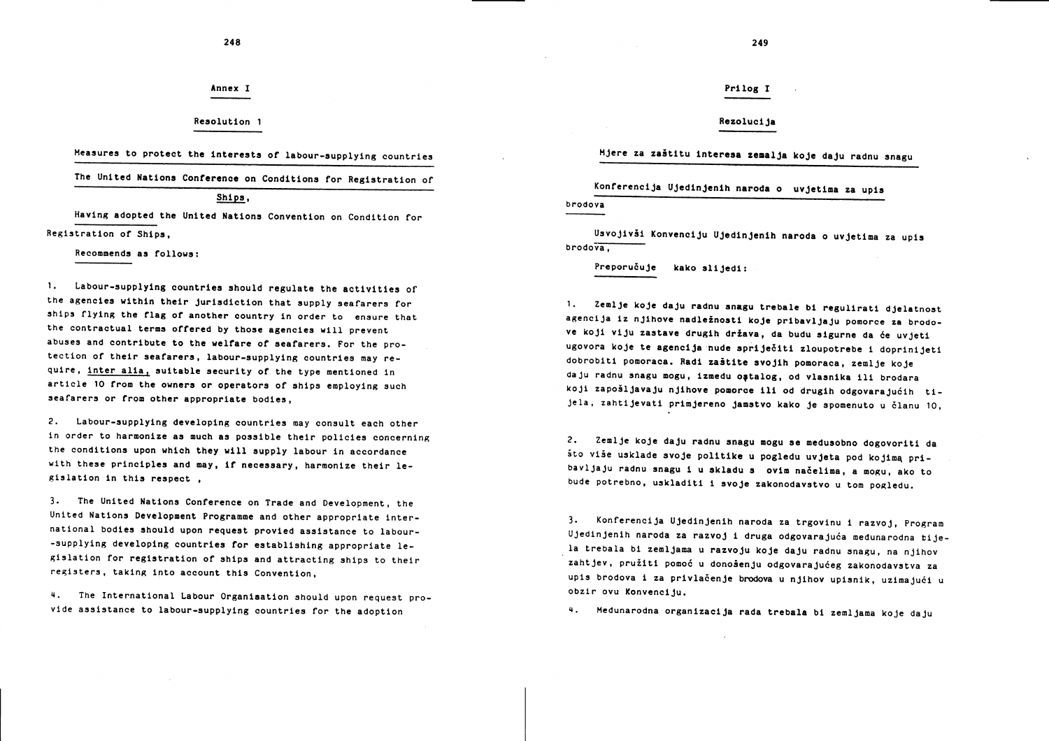## Annex I

### Resolution 1

**Measures to protect the interests of labour-supplying countries**

The United Nations Conference on Conditions for Registration of Ships,

Having adopted the United Nations Convention on Condition for Registration of Ships,

Recommends as follows:

1. Labour-supplying countries should regulate the activities of the agencies within their jurisdiction that supply seafarers for ships flying the flag of another country in order to ensure that the contractual terms offered by those agencies will prevent abuses and contribute to the welfare of seafarers. For the protection of their seafarers, labour-supplying countries may require, *inter alia*, suitable security of the type mentioned in article 10 from the owners or operators of ships employing such seafarers or from other appropriate bodies,

2. Labour-supplying developing countries may consult each other in order to harmonize as much as possible their policies concerning the conditions upon which they will supply labour in accordance with these principles and may, if necessary, harmonize their legislation in this respect ,

3. The United Nations Conference on Trade and Development, the United Nations Development Programme and other appropriate international bodies should upon request provied assistance to labour-supplying developing countries for establishing appropriate legislation for registration of ships and attracting ships to their registers, taking into account this Convention,

4. The International Labour Organisation should upon request provide assistance to labour-supplying countries for the adoption

## Prilog I

### Rezolucija

**Mjere za zaštitu interesa zemalja koje daju radnu snagu**

Konferencija Ujedinjenih naroda o uvjetima za upis brodova

Usvojivši Konvenciju Ujedinjenih naroda o uvjetima za upis brodova,

Preporučuje kako slijedi:

1. Zemlje koje daju radnu snagu trebale bi regulirati djelatnost agencija iz njihove nadležnosti koje pribavljaju pomorce za brodove koji viju zastave drugih država, da budu sigurne da će uvjeti ugovora koje te agencija nude spriječiti zloupotrebe i doprinijeti dobrobiti pomoraca. Radi zaštite svojih pomoraca, zemlje koje daju radnu snagu mogu, između ostalog, od vlasnika ili brodara koji zapošljavaju njihove pomorce ili od drugih odgovarajućih tijela, zahtijevati primjereno jamstvo kako je spomenuto u članu 10,

2. Zemlje koje daju radnu snagu mogu se međusobno dogovoriti da što više usklade svoje politike u pogledu uvjeta pod kojima pribavljaju radnu snagu i u skladu s ovim načelima, a mogu, ako to bude potrebno, uskladiti i svoje zakonodavstvo u tom pogledu.

3. Konferencija Ujedinjenih naroda za trgovinu i razvoj, Program Ujedinjenih naroda za razvoj i druga odgovarajuća međunarodna tijela trebala bi zemljama u razvoju koje daju radnu snagu, na njihov zahtjev, pružiti pomoć u donošenju odgovarajućeg zakonodavstva za upis brodova i za privlačenje brodova u njihov upisnik, uzimajući u obzir ovu Konvenciju.

4. Međunarodna organizacija rada trebala bi zemljama koje daju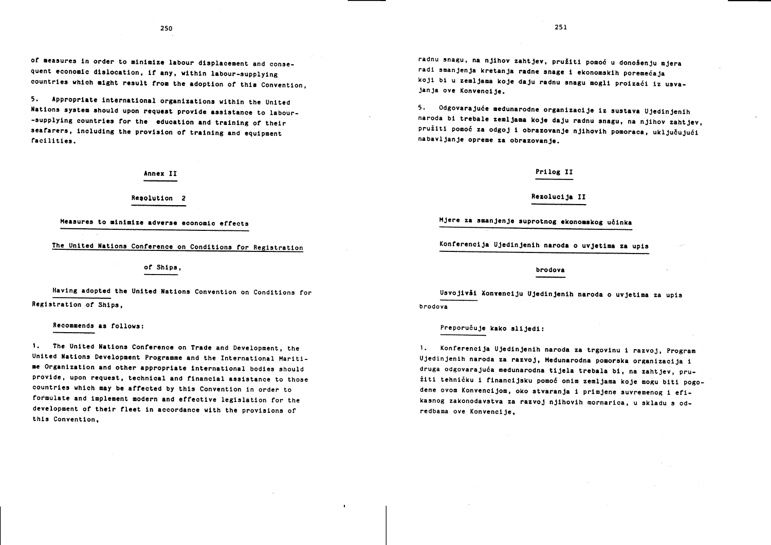of measures in order to minimize labour displacement and consequent economic dislocation, if any, within labour-supplying countries which might result from the adoption of this Convention,

5. Appropriate international organizations within the United Nations system should upon request provide assistance to labour-supplying countries for the education and training of their seafarers, including the provision of training and equipment facilities.

## Annex II

## Resolution 2

### Measures to minimize adverse economic effects

The United Nations Conference on Conditions for Registration of Ships,

Having adopted the United Nations Convention on Conditions for Registration of Ships,

Recommends as follows:

1. The United Nations Conference on Trade and Development, the United Nations Development Programme and the International Maritime Organization and other appropriate international bodies should provide, upon request, technical and financial assistance to those countries which may be affected by this Convention in order to formulate and implement modern and effective legislation for the development of their fleet in accordance with the provisions of this Convention,

radnu snagu, na njihov zahtjev, pružiti pomoć u donošenju mjera radi smanjenja kretanja radne snage i ekonomskih poremećaja koji bi u zemljama koje daju radnu snagu mogli proizaći iz usvajanja ove Konvencije.

5. Odgovarajuće međunarodne organizacije iz sustava Ujedinjenih naroda bi trebale zemljama koje daju radnu snagu, na njihov zahtjev, pružiti pomoć za odgoj i obrazovanje njihovih pomoraca, uključujući nabavljanje opreme za obrazovanje.

## Prilog II

## Rezolucija II

### Mjere za smanjenje suprotnog ekonomskog učinka

Konferencija Ujedinjenih naroda o uvjetima za upis brodova

Usvojivši Konvenciju Ujedinjenih naroda o uvjetima za upis brodova

Preporučuje kako slijedi:

1. Konferencija Ujedinjenih naroda za trgovinu i razvoj, Program Ujedinjenih naroda za razvoj, Međunarodna pomorska organizacija i druga odgovarajuća međunarodna tijela trebala bi, na zahtjev, pružiti tehničku i financijsku pomoć onim zemljama koje mogu biti pogođene ovom Konvencijom, oko stvaranja i primjene suvremenog i efikasnog zakonodavstva za razvoj njihovih mornarica, u skladu s odredbama ove Konvencije,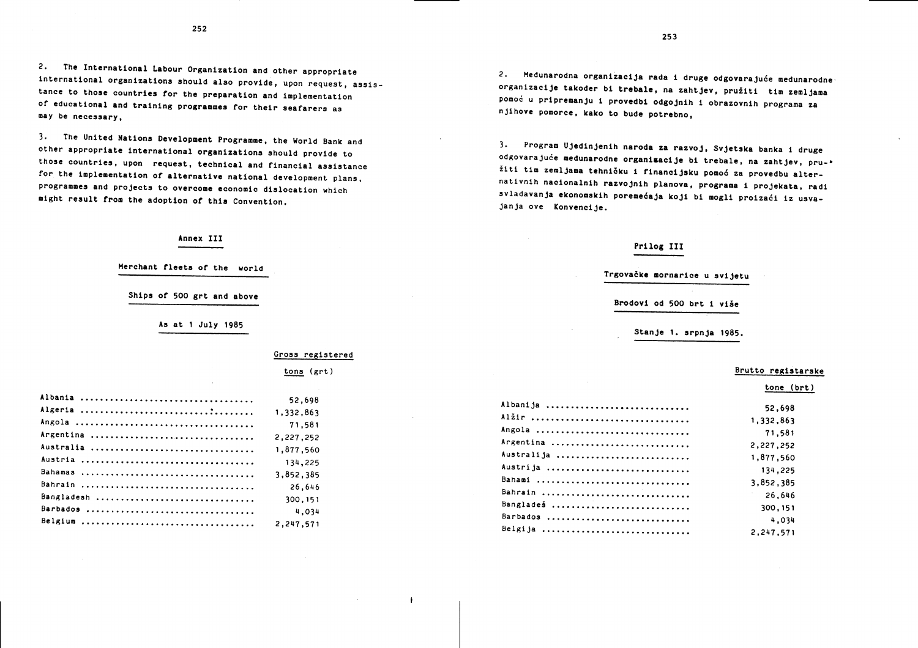2. The International Labour Organization and other appropriate international organizations should also provide, upon request, assistance to those countries for the preparation and implementation of educational and training programmes for their seafarers as may be necessary,

3. The United Nations Development Programme, the World Bank and other appropriate international organizations should provide to those countries, upon request, technical and financial assistance for the implementation of alternative national development plans, programmes and projects to overcome economic dislocation which might result from the adoption of this Convention.

## Annex III

### Merchant fleets of the world

### Ships of 500 grt and above

### As at 1 July 1985

| | Gross registered tons (grt) |
|---|---|
| Albania | 52,698 |
| Algeria | 1,332,863 |
| Angola | 71,581 |
| Argentina | 2,227,252 |
| Australia | 1,877,560 |
| Austria | 134,225 |
| Bahamas | 3,852,385 |
| Bahrain | 26,646 |
| Bangladesh | 300,151 |
| Barbados | 4,034 |
| Belgium | 2,247,571 |

2. Medunarodna organizacija rada i druge odgovarajuće medunarodne organizacije takoder bi trebale, na zahtjev, pružiti tim zemljama pomoć u pripremanju i provedbi odgojnih i obrazovnih programa za njihove pomorce, kako to bude potrebno,

3. Program Ujedinjenih naroda za razvoj, Svjetska banka i druge odgovarajuće medunarodne organizacije bi trebale, na zahtjev, pružiti tim zemljama tehničku i financijsku pomoć za provedbu alternativnih nacionalnih razvojnih planova, programa i projekata, radi svladavanja ekonomskih poremećaja koji bi mogli proizaći iz usvajanja ove Konvencije.

## Prilog III

### Trgovačke mornarice u svijetu

### Brodovi od 500 brt i više

### Stanje 1. srpnja 1985.

| | Brutto registarske tone (brt) |
|---|---|
| Albanija | 52,698 |
| Alžir | 1,332,863 |
| Angola | 71,581 |
| Argentina | 2,227,252 |
| Australija | 1,877,560 |
| Austrija | 134,225 |
| Bahami | 3,852,385 |
| Bahrain | 26,646 |
| Bangladeš | 300,151 |
| Barbados | 4,034 |
| Belgija | 2,247,571 |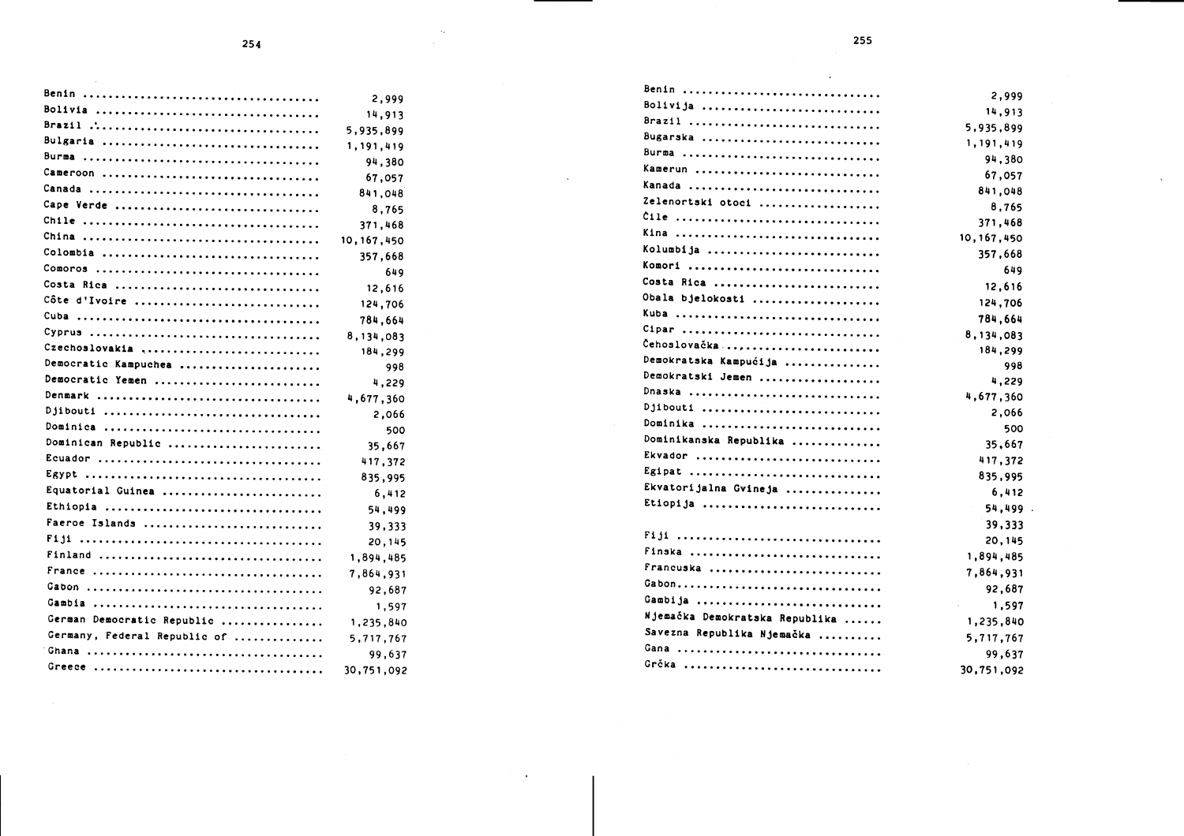| Country | |
|---|---|
| Benin | 2,999 |
| Bolivia | 14,913 |
| Brazil | 5,935,899 |
| Bulgaria | 1,191,419 |
| Burma | 94,380 |
| Cameroon | 67,057 |
| Canada | 841,048 |
| Cape Verde | 8,765 |
| Chile | 371,468 |
| China | 10,167,450 |
| Colombia | 357,668 |
| Comoros | 649 |
| Costa Rica | 12,616 |
| Côte d'Ivoire | 124,706 |
| Cuba | 784,664 |
| Cyprus | 8,134,083 |
| Czechoslovakia | 184,299 |
| Democratic Kampuchea | 998 |
| Democratic Yemen | 4,229 |
| Denmark | 4,677,360 |
| Djibouti | 2,066 |
| Dominica | 500 |
| Dominican Republic | 35,667 |
| Ecuador | 417,372 |
| Egypt | 835,995 |
| Equatorial Guinea | 6,412 |
| Ethiopia | 54,499 |
| Faeroe Islands | 39,333 |
| Fiji | 20,145 |
| Finland | 1,894,485 |
| France | 7,864,931 |
| Gabon | 92,687 |
| Gambia | 1,597 |
| German Democratic Republic | 1,235,840 |
| Germany, Federal Republic of | 5,717,767 |
| Ghana | 99,637 |
| Greece | 30,751,092 |

| Zemlja | |
|---|---|
| Benin | 2,999 |
| Bolivija | 14,913 |
| Brazil | 5,935,899 |
| Bugarska | 1,191,419 |
| Burma | 94,380 |
| Kamerun | 67,057 |
| Kanada | 841,048 |
| Zelenortski otoci | 8,765 |
| Čile | 371,468 |
| Kina | 10,167,450 |
| Kolumbija | 357,668 |
| Komori | 649 |
| Costa Rica | 12,616 |
| Obala bjelokosti | 124,706 |
| Kuba | 784,664 |
| Cipar | 8,134,083 |
| Čehoslovačka | 184,299 |
| Demokratska Kampućija | 998 |
| Demokratski Jemen | 4,229 |
| Dnaska | 4,677,360 |
| Djibouti | 2,066 |
| Dominika | 500 |
| Dominikanska Republika | 35,667 |
| Ekvador | 417,372 |
| Egipat | 835,995 |
| Ekvatorijalna Gvineja | 6,412 |
| Etiopija | 54,499 |
| | 39,333 |
| Fiji | 20,145 |
| Finska | 1,894,485 |
| Francuska | 7,864,931 |
| Gabon | 92,687 |
| Gambija | 1,597 |
| Njemačka Demokratska Republika | 1,235,840 |
| Savezna Republika Njemačka | 5,717,767 |
| Gana | 99,637 |
| Grčka | 30,751,092 |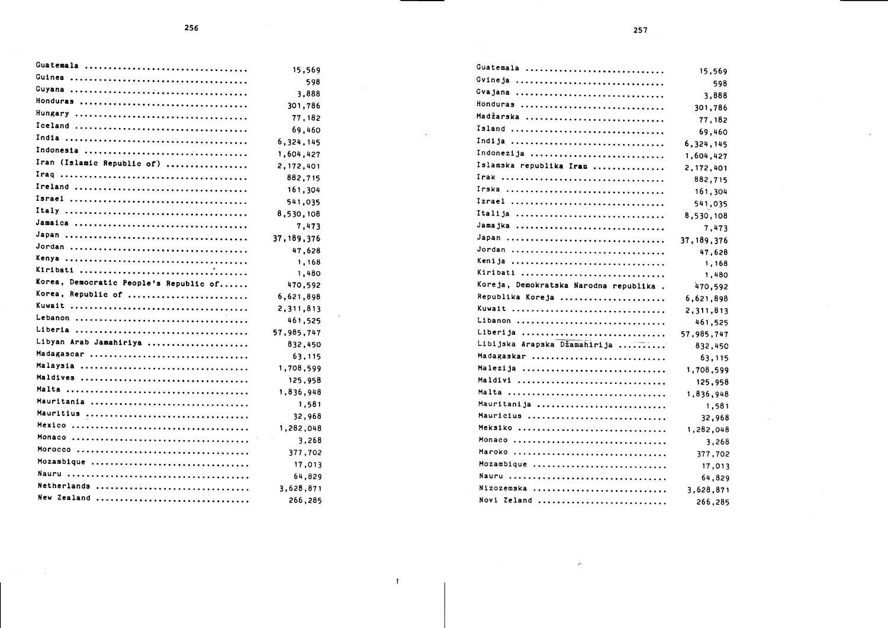| Country | |
|---|---|
| Guatemala | 15,569 |
| Guinea | 598 |
| Guyana | 3,888 |
| Honduras | 301,786 |
| Hungary | 77,182 |
| Iceland | 69,460 |
| India | 6,324,145 |
| Indonesia | 1,604,427 |
| Iran (Islamic Republic of) | 2,172,401 |
| Iraq | 882,715 |
| Ireland | 161,304 |
| Israel | 541,035 |
| Italy | 8,530,108 |
| Jamaica | 7,473 |
| Japan | 37,189,376 |
| Jordan | 47,628 |
| Kenya | 1,168 |
| Kiribati | 1,480 |
| Korea, Democratic People's Republic of | 470,592 |
| Korea, Republic of | 6,621,898 |
| Kuwait | 2,311,813 |
| Lebanon | 461,525 |
| Liberia | 57,985,747 |
| Libyan Arab Jamahiriya | 832,450 |
| Madagascar | 63,115 |
| Malaysia | 1,708,599 |
| Maldives | 125,958 |
| Malta | 1,836,948 |
| Mauritania | 1,581 |
| Mauritius | 32,968 |
| Mexico | 1,282,048 |
| Monaco | 3,268 |
| Morocco | 377,702 |
| Mozambique | 17,013 |
| Nauru | 64,829 |
| Netherlands | 3,628,871 |
| New Zealand | 266,285 |

| Zemlja | |
|---|---|
| Guatemala | 15,569 |
| Gvineja | 598 |
| Gvajana | 3,888 |
| Honduras | 301,786 |
| Madžarska | 77,182 |
| Island | 69,460 |
| Indija | 6,324,145 |
| Indonezija | 1,604,427 |
| Islamska republika Iran | 2,172,401 |
| Irak | 882,715 |
| Irska | 161,304 |
| Izrael | 541,035 |
| Italija | 8,530,108 |
| Jamajka | 7,473 |
| Japan | 37,189,376 |
| Jordan | 47,628 |
| Kenija | 1,168 |
| Kiribati | 1,480 |
| Koreja, Demokratska Narodna republika | 470,592 |
| Republika Koreja | 6,621,898 |
| Kuwait | 2,311,813 |
| Libanon | 461,525 |
| Liberija | 57,985,747 |
| Libijska Arapska Džamahirija | 832,450 |
| Madagaskar | 63,115 |
| Malezija | 1,708,599 |
| Maldivi | 125,958 |
| Malta | 1,836,948 |
| Mauritanija | 1,581 |
| Mauricius | 32,968 |
| Meksiko | 1,282,048 |
| Monaco | 3,268 |
| Maroko | 377,702 |
| Mozambique | 17,013 |
| Nauru | 64,829 |
| Nizozemska | 3,628,871 |
| Novi Zeland | 266,285 |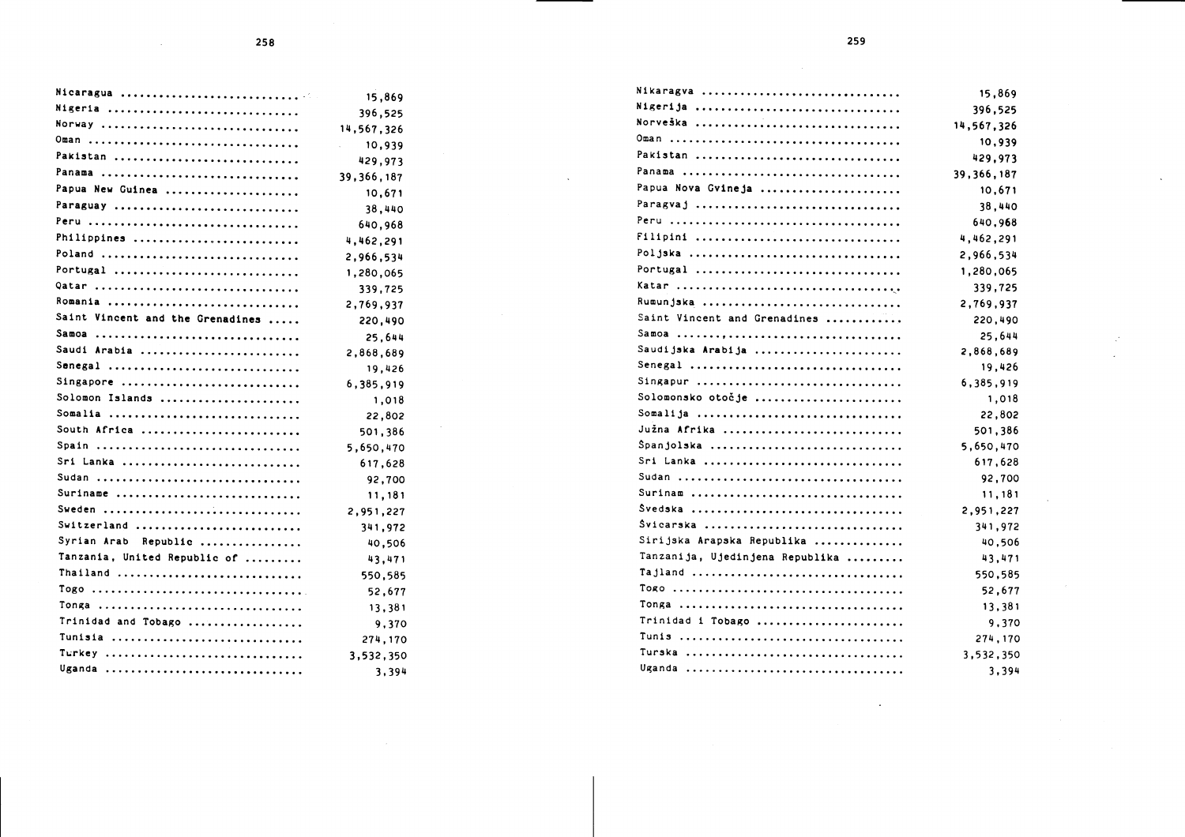| Country | |
|---|---|
| Nicaragua | 15,869 |
| Nigeria | 396,525 |
| Norway | 14,567,326 |
| Oman | 10,939 |
| Pakistan | 429,973 |
| Panama | 39,366,187 |
| Papua New Guinea | 10,671 |
| Paraguay | 38,440 |
| Peru | 640,968 |
| Philippines | 4,462,291 |
| Poland | 2,966,534 |
| Portugal | 1,280,065 |
| Qatar | 339,725 |
| Romania | 2,769,937 |
| Saint Vincent and the Grenadines | 220,490 |
| Samoa | 25,644 |
| Saudi Arabia | 2,868,689 |
| Senegal | 19,426 |
| Singapore | 6,385,919 |
| Solomon Islands | 1,018 |
| Somalia | 22,802 |
| South Africa | 501,386 |
| Spain | 5,650,470 |
| Sri Lanka | 617,628 |
| Sudan | 92,700 |
| Suriname | 11,181 |
| Sweden | 2,951,227 |
| Switzerland | 341,972 |
| Syrian Arab Republic | 40,506 |
| Tanzania, United Republic of | 43,471 |
| Thailand | 550,585 |
| Togo | 52,677 |
| Tonga | 13,381 |
| Trinidad and Tobago | 9,370 |
| Tunisia | 274,170 |
| Turkey | 3,532,350 |
| Uganda | 3,394 |

| Zemlja | |
|---|---|
| Nikaragva | 15,869 |
| Nigerija | 396,525 |
| Norveška | 14,567,326 |
| Oman | 10,939 |
| Pakistan | 429,973 |
| Panama | 39,366,187 |
| Papua Nova Gvineja | 10,671 |
| Paragvaj | 38,440 |
| Peru | 640,968 |
| Filipini | 4,462,291 |
| Poljska | 2,966,534 |
| Portugal | 1,280,065 |
| Katar | 339,725 |
| Rumunjska | 2,769,937 |
| Saint Vincent and Grenadines | 220,490 |
| Samoa | 25,644 |
| Saudijska Arabija | 2,868,689 |
| Senegal | 19,426 |
| Singapur | 6,385,919 |
| Solomonsko otočje | 1,018 |
| Somalija | 22,802 |
| Južna Afrika | 501,386 |
| Španjolska | 5,650,470 |
| Sri Lanka | 617,628 |
| Sudan | 92,700 |
| Surinam | 11,181 |
| Švedska | 2,951,227 |
| Švicarska | 341,972 |
| Sirijska Arapska Republika | 40,506 |
| Tanzanija, Ujedinjena Republika | 43,471 |
| Tajland | 550,585 |
| Togo | 52,677 |
| Tonga | 13,381 |
| Trinidad i Tobago | 9,370 |
| Tunis | 274,170 |
| Turska | 3,532,350 |
| Uganda | 3,394 |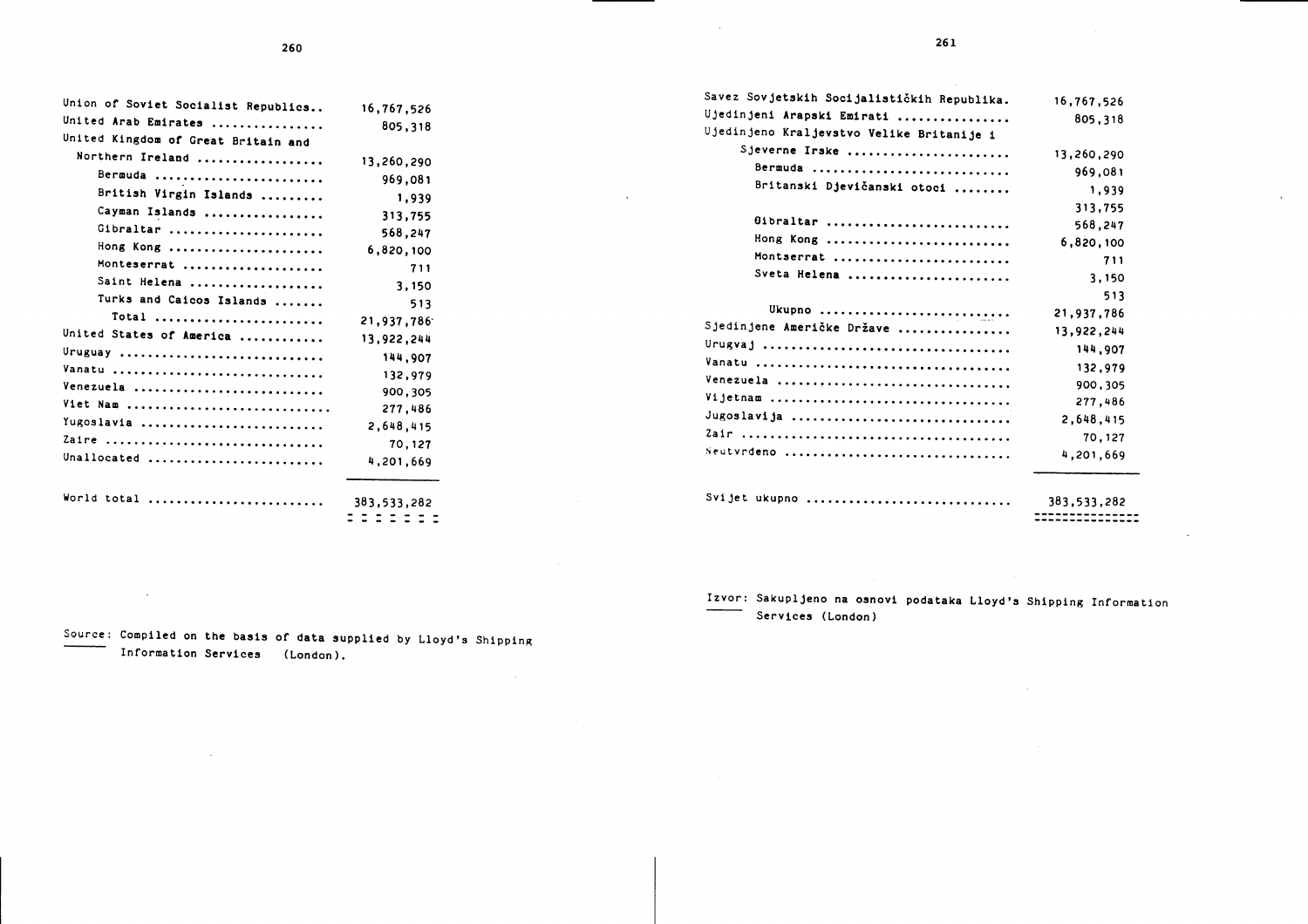| | |
|---|---|
| Union of Soviet Socialist Republics.. | 16,767,526 |
| United Arab Emirates ................ | 805,318 |
| United Kingdom of Great Britain and Northern Ireland .................. | 13,260,290 |
| Bermuda ........................ | 969,081 |
| British Virgin Islands ......... | 1,939 |
| Cayman Islands ................. | 313,755 |
| Gibraltar ...................... | 568,247 |
| Hong Kong ...................... | 6,820,100 |
| Monteserrat .................... | 711 |
| Saint Helena ................... | 3,150 |
| Turks and Caicos Islands ....... | 513 |
| Total ........................ | 21,937,786 |
| United States of America ............ | 13,922,244 |
| Uruguay ............................. | 144,907 |
| Vanatu .............................. | 132,979 |
| Venezuela ........................... | 900,305 |
| Viet Nam ............................ | 277,486 |
| Yugoslavia .......................... | 2,648,415 |
| Zaire ............................... | 70,127 |
| Unallocated ......................... | 4,201,669 |
| World total ......................... | 383,533,282 |

Source: Compiled on the basis of data supplied by Lloyd's Shipping Information Services (London).

| | |
|---|---|
| Savez Sovjetskih Socijalističkih Republika. | 16,767,526 |
| Ujedinjeni Arapski Emirati ................ | 805,318 |
| Ujedinjeno Kraljevstvo Velike Britanije i Sjeverne Irske ....................... | 13,260,290 |
| Bermuda ............................ | 969,081 |
| Britanski Djevičanski otoci ........ | 1,939 |
| | 313,755 |
| Gibraltar .......................... | 568,247 |
| Hong Kong .......................... | 6,820,100 |
| Montserrat ......................... | 711 |
| Sveta Helena ....................... | 3,150 |
| | 513 |
| Ukupno ........................... | 21,937,786 |
| Sjedinjene Američke Države ................ | 13,922,244 |
| Urugvaj ................................... | 144,907 |
| Vanatu .................................... | 132,979 |
| Venezuela ................................. | 900,305 |
| Vijetnam .................................. | 277,486 |
| Jugoslavija ............................... | 2,648,415 |
| Zair ...................................... | 70,127 |
| Neutvrdeno ................................ | 4,201,669 |
| Svijet ukupno ............................. | 383,533,282 |

Izvor: Sakupljeno na osnovi podataka Lloyd's Shipping Information Services (London)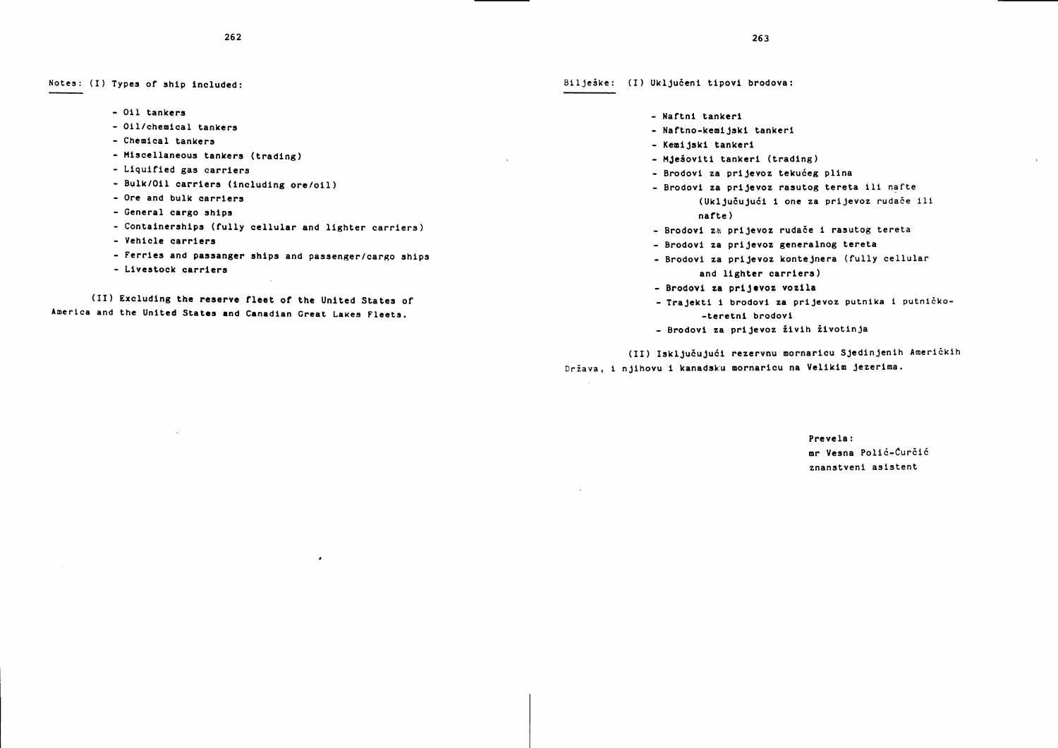Notes: (I) Types of ship included:

- Oil tankers
- Oil/chemical tankers
- Chemical tankers
- Miscellaneous tankers (trading)
- Liquified gas carriers
- Bulk/Oil carriers (including ore/oil)
- Ore and bulk carriers
- General cargo ships
- Containerships (fully cellular and lighter carriers)
- Vehicle carriers
- Ferries and passanger ships and passenger/cargo ships
- Livestock carriers

(II) Excluding the reserve fleet of the United States of America and the United States and Canadian Great Lakes Fleets.

Bilješke: (I) Uključeni tipovi brodova:

- Naftni tankeri
- Naftno-kemijski tankeri
- Kemijski tankeri
- Mješoviti tankeri (trading)
- Brodovi za prijevoz tekućeg plina
- Brodovi za prijevoz rasutog tereta ili nafte (Uključujući i one za prijevoz rudače ili nafte)
- Brodovi za prijevoz rudače i rasutog tereta
- Brodovi za prijevoz generalnog tereta
- Brodovi za prijevoz kontejnera (fully cellular and lighter carriers)
- Brodovi za prijevoz vozila
- Trajekti i brodovi za prijevoz putnika i putničko-teretni brodovi
- Brodovi za prijevoz živih životinja

(II) Isključujući rezervnu mornaricu Sjedinjenih Američkih Država, i njihovu i kanadsku mornaricu na Velikim jezerima.

Prevela:
mr Vesna Polić-Čurčić
znanstveni asistent